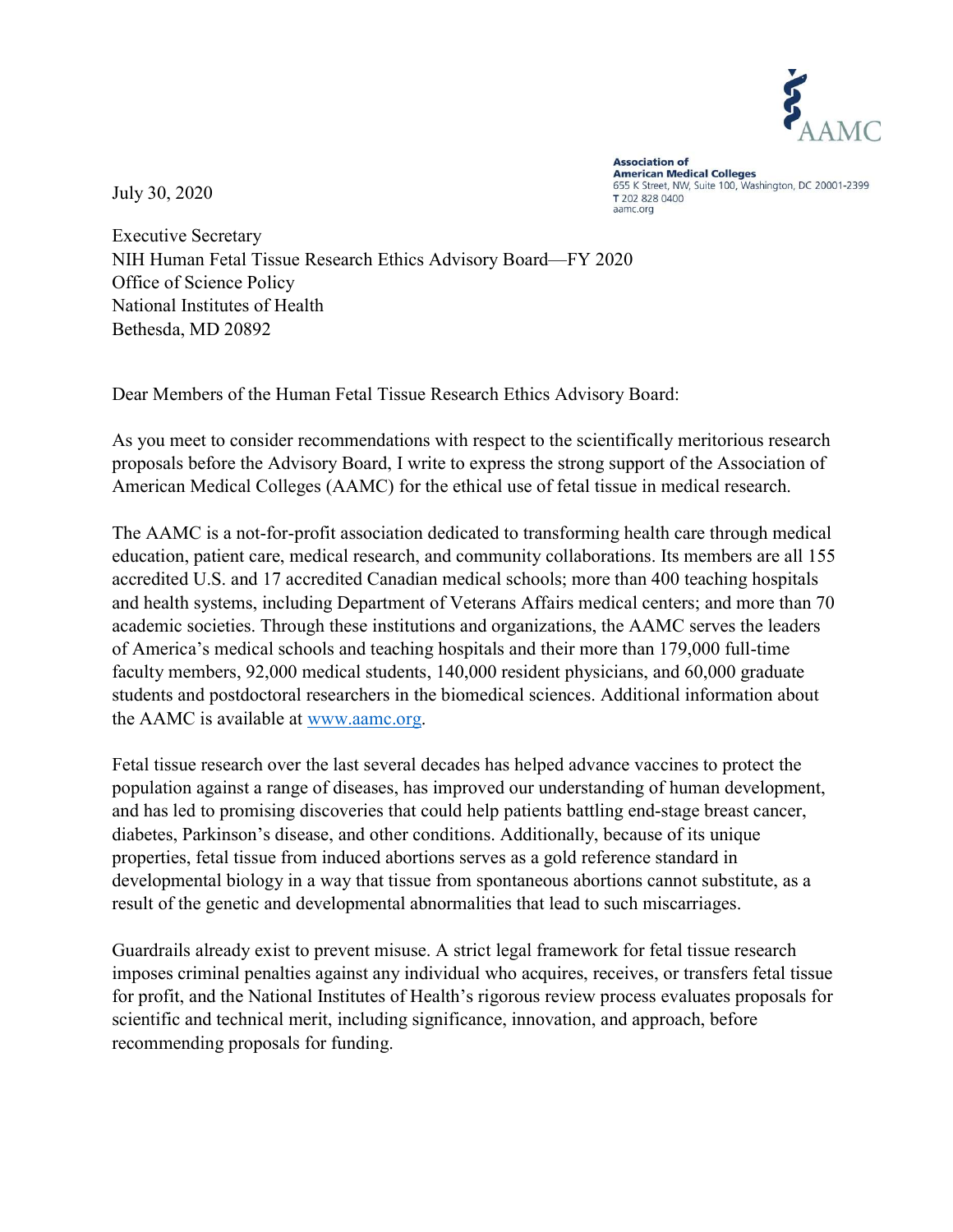AAMC

**Association of American Medical Colleges**
655 K Street, NW, Suite 100, Washington, DC 20001-2399
T 202 828 0400
aamc.org

July 30, 2020

Executive Secretary
NIH Human Fetal Tissue Research Ethics Advisory Board—FY 2020
Office of Science Policy
National Institutes of Health
Bethesda, MD 20892

Dear Members of the Human Fetal Tissue Research Ethics Advisory Board:

As you meet to consider recommendations with respect to the scientifically meritorious research proposals before the Advisory Board, I write to express the strong support of the Association of American Medical Colleges (AAMC) for the ethical use of fetal tissue in medical research.

The AAMC is a not-for-profit association dedicated to transforming health care through medical education, patient care, medical research, and community collaborations. Its members are all 155 accredited U.S. and 17 accredited Canadian medical schools; more than 400 teaching hospitals and health systems, including Department of Veterans Affairs medical centers; and more than 70 academic societies. Through these institutions and organizations, the AAMC serves the leaders of America's medical schools and teaching hospitals and their more than 179,000 full-time faculty members, 92,000 medical students, 140,000 resident physicians, and 60,000 graduate students and postdoctoral researchers in the biomedical sciences. Additional information about the AAMC is available at [www.aamc.org](www.aamc.org).

Fetal tissue research over the last several decades has helped advance vaccines to protect the population against a range of diseases, has improved our understanding of human development, and has led to promising discoveries that could help patients battling end-stage breast cancer, diabetes, Parkinson's disease, and other conditions. Additionally, because of its unique properties, fetal tissue from induced abortions serves as a gold reference standard in developmental biology in a way that tissue from spontaneous abortions cannot substitute, as a result of the genetic and developmental abnormalities that lead to such miscarriages.

Guardrails already exist to prevent misuse. A strict legal framework for fetal tissue research imposes criminal penalties against any individual who acquires, receives, or transfers fetal tissue for profit, and the National Institutes of Health's rigorous review process evaluates proposals for scientific and technical merit, including significance, innovation, and approach, before recommending proposals for funding.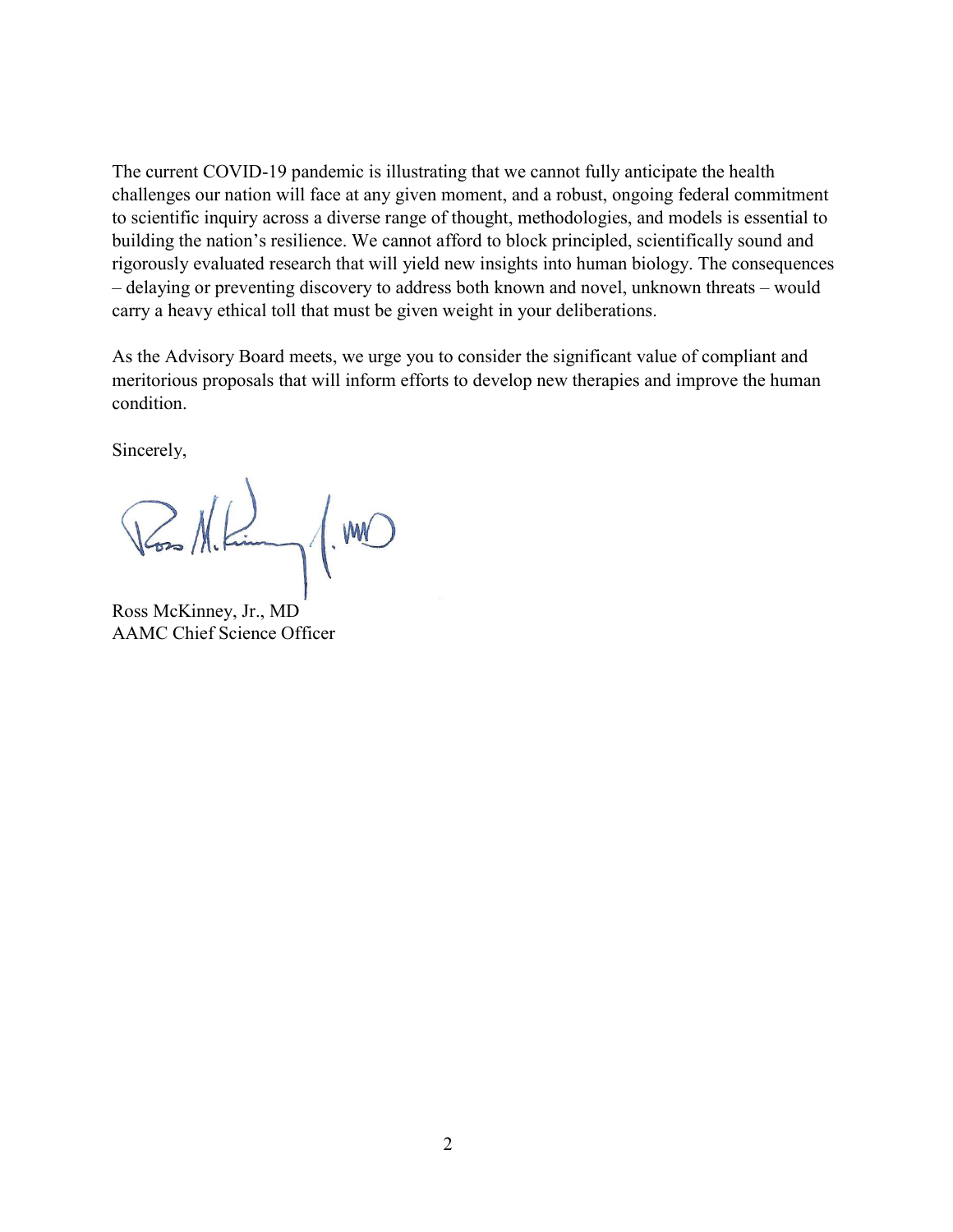The current COVID-19 pandemic is illustrating that we cannot fully anticipate the health challenges our nation will face at any given moment, and a robust, ongoing federal commitment to scientific inquiry across a diverse range of thought, methodologies, and models is essential to building the nation's resilience. We cannot afford to block principled, scientifically sound and rigorously evaluated research that will yield new insights into human biology. The consequences – delaying or preventing discovery to address both known and novel, unknown threats – would carry a heavy ethical toll that must be given weight in your deliberations.

As the Advisory Board meets, we urge you to consider the significant value of compliant and meritorious proposals that will inform efforts to develop new therapies and improve the human condition.

Sincerely,

Ross McKinney, Jr., MD
AAMC Chief Science Officer